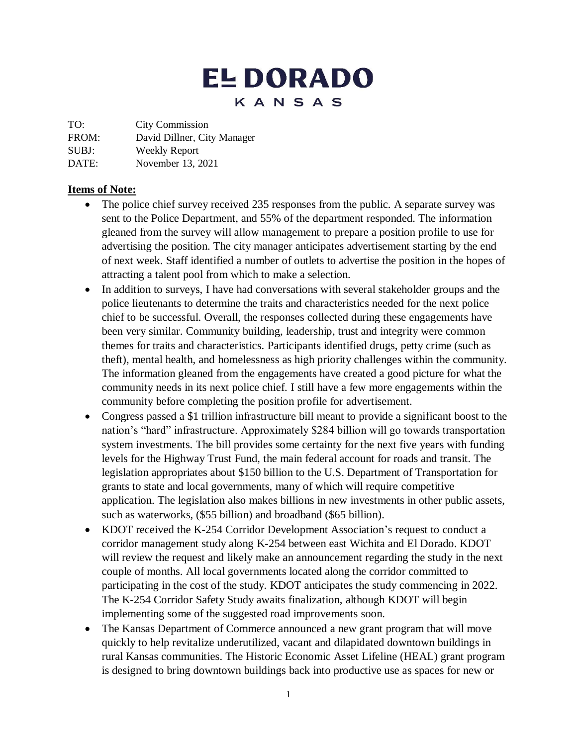# EL DORADO

## KANSAS

TO: City Commission
FROM: David Dillner, City Manager
SUBJ: Weekly Report
DATE: November 13, 2021

**Items of Note:**

- The police chief survey received 235 responses from the public. A separate survey was sent to the Police Department, and 55% of the department responded. The information gleaned from the survey will allow management to prepare a position profile to use for advertising the position. The city manager anticipates advertisement starting by the end of next week. Staff identified a number of outlets to advertise the position in the hopes of attracting a talent pool from which to make a selection.
- In addition to surveys, I have had conversations with several stakeholder groups and the police lieutenants to determine the traits and characteristics needed for the next police chief to be successful. Overall, the responses collected during these engagements have been very similar. Community building, leadership, trust and integrity were common themes for traits and characteristics. Participants identified drugs, petty crime (such as theft), mental health, and homelessness as high priority challenges within the community. The information gleaned from the engagements have created a good picture for what the community needs in its next police chief. I still have a few more engagements within the community before completing the position profile for advertisement.
- Congress passed a $1 trillion infrastructure bill meant to provide a significant boost to the nation's "hard" infrastructure. Approximately $284 billion will go towards transportation system investments. The bill provides some certainty for the next five years with funding levels for the Highway Trust Fund, the main federal account for roads and transit. The legislation appropriates about $150 billion to the U.S. Department of Transportation for grants to state and local governments, many of which will require competitive application. The legislation also makes billions in new investments in other public assets, such as waterworks, ($55 billion) and broadband ($65 billion).
- KDOT received the K-254 Corridor Development Association's request to conduct a corridor management study along K-254 between east Wichita and El Dorado. KDOT will review the request and likely make an announcement regarding the study in the next couple of months. All local governments located along the corridor committed to participating in the cost of the study. KDOT anticipates the study commencing in 2022. The K-254 Corridor Safety Study awaits finalization, although KDOT will begin implementing some of the suggested road improvements soon.
- The Kansas Department of Commerce announced a new grant program that will move quickly to help revitalize underutilized, vacant and dilapidated downtown buildings in rural Kansas communities. The Historic Economic Asset Lifeline (HEAL) grant program is designed to bring downtown buildings back into productive use as spaces for new or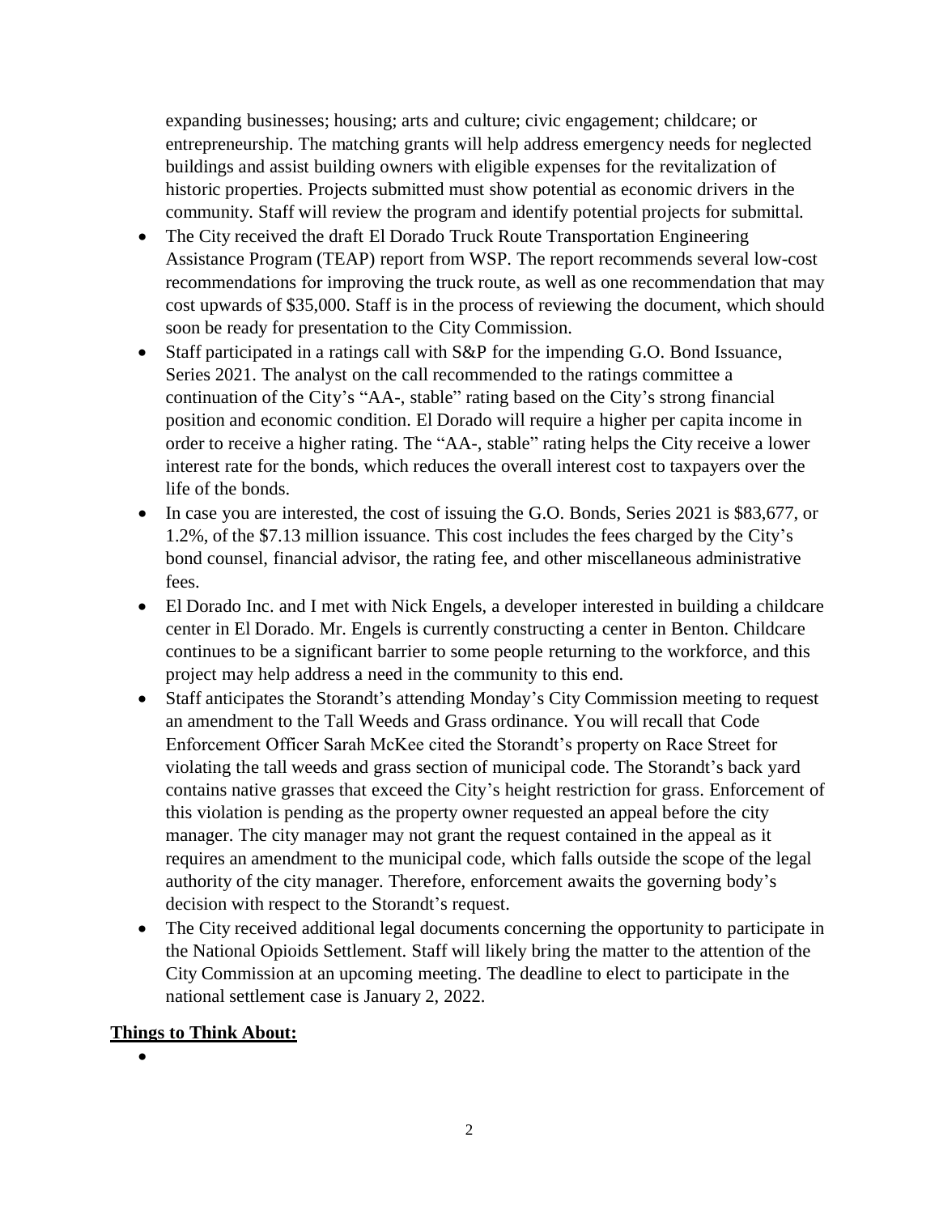expanding businesses; housing; arts and culture; civic engagement; childcare; or entrepreneurship. The matching grants will help address emergency needs for neglected buildings and assist building owners with eligible expenses for the revitalization of historic properties. Projects submitted must show potential as economic drivers in the community. Staff will review the program and identify potential projects for submittal.

- The City received the draft El Dorado Truck Route Transportation Engineering Assistance Program (TEAP) report from WSP. The report recommends several low-cost recommendations for improving the truck route, as well as one recommendation that may cost upwards of $35,000. Staff is in the process of reviewing the document, which should soon be ready for presentation to the City Commission.
- Staff participated in a ratings call with S&P for the impending G.O. Bond Issuance, Series 2021. The analyst on the call recommended to the ratings committee a continuation of the City's "AA-, stable" rating based on the City's strong financial position and economic condition. El Dorado will require a higher per capita income in order to receive a higher rating. The "AA-, stable" rating helps the City receive a lower interest rate for the bonds, which reduces the overall interest cost to taxpayers over the life of the bonds.
- In case you are interested, the cost of issuing the G.O. Bonds, Series 2021 is $83,677, or 1.2%, of the $7.13 million issuance. This cost includes the fees charged by the City's bond counsel, financial advisor, the rating fee, and other miscellaneous administrative fees.
- El Dorado Inc. and I met with Nick Engels, a developer interested in building a childcare center in El Dorado. Mr. Engels is currently constructing a center in Benton. Childcare continues to be a significant barrier to some people returning to the workforce, and this project may help address a need in the community to this end.
- Staff anticipates the Storandt's attending Monday's City Commission meeting to request an amendment to the Tall Weeds and Grass ordinance. You will recall that Code Enforcement Officer Sarah McKee cited the Storandt's property on Race Street for violating the tall weeds and grass section of municipal code. The Storandt's back yard contains native grasses that exceed the City's height restriction for grass. Enforcement of this violation is pending as the property owner requested an appeal before the city manager. The city manager may not grant the request contained in the appeal as it requires an amendment to the municipal code, which falls outside the scope of the legal authority of the city manager. Therefore, enforcement awaits the governing body's decision with respect to the Storandt's request.
- The City received additional legal documents concerning the opportunity to participate in the National Opioids Settlement. Staff will likely bring the matter to the attention of the City Commission at an upcoming meeting. The deadline to elect to participate in the national settlement case is January 2, 2022.

**Things to Think About:**

-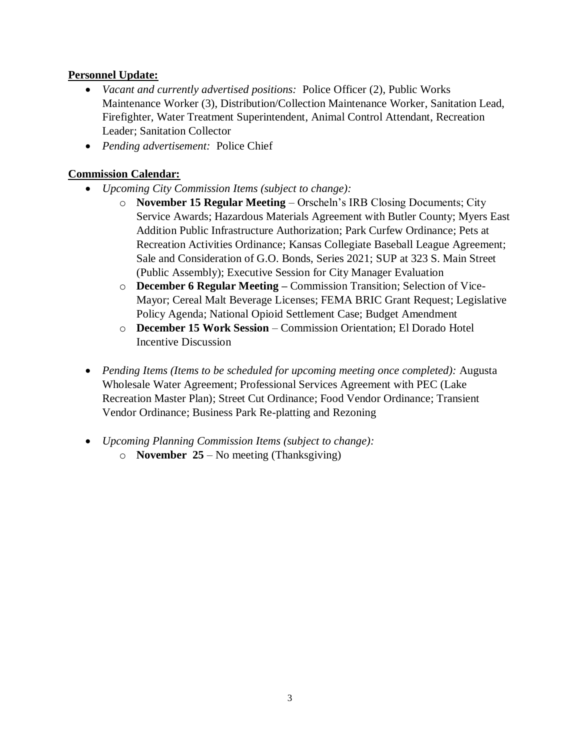**Personnel Update:**

- *Vacant and currently advertised positions:* Police Officer (2), Public Works Maintenance Worker (3), Distribution/Collection Maintenance Worker, Sanitation Lead, Firefighter, Water Treatment Superintendent, Animal Control Attendant, Recreation Leader; Sanitation Collector
- *Pending advertisement:* Police Chief

**Commission Calendar:**

- *Upcoming City Commission Items (subject to change):*
  - **November 15 Regular Meeting** – Orscheln's IRB Closing Documents; City Service Awards; Hazardous Materials Agreement with Butler County; Myers East Addition Public Infrastructure Authorization; Park Curfew Ordinance; Pets at Recreation Activities Ordinance; Kansas Collegiate Baseball League Agreement; Sale and Consideration of G.O. Bonds, Series 2021; SUP at 323 S. Main Street (Public Assembly); Executive Session for City Manager Evaluation
  - **December 6 Regular Meeting –** Commission Transition; Selection of Vice-Mayor; Cereal Malt Beverage Licenses; FEMA BRIC Grant Request; Legislative Policy Agenda; National Opioid Settlement Case; Budget Amendment
  - **December 15 Work Session** – Commission Orientation; El Dorado Hotel Incentive Discussion

- *Pending Items (Items to be scheduled for upcoming meeting once completed):* Augusta Wholesale Water Agreement; Professional Services Agreement with PEC (Lake Recreation Master Plan); Street Cut Ordinance; Food Vendor Ordinance; Transient Vendor Ordinance; Business Park Re-platting and Rezoning

- *Upcoming Planning Commission Items (subject to change):*
  - **November 25** – No meeting (Thanksgiving)